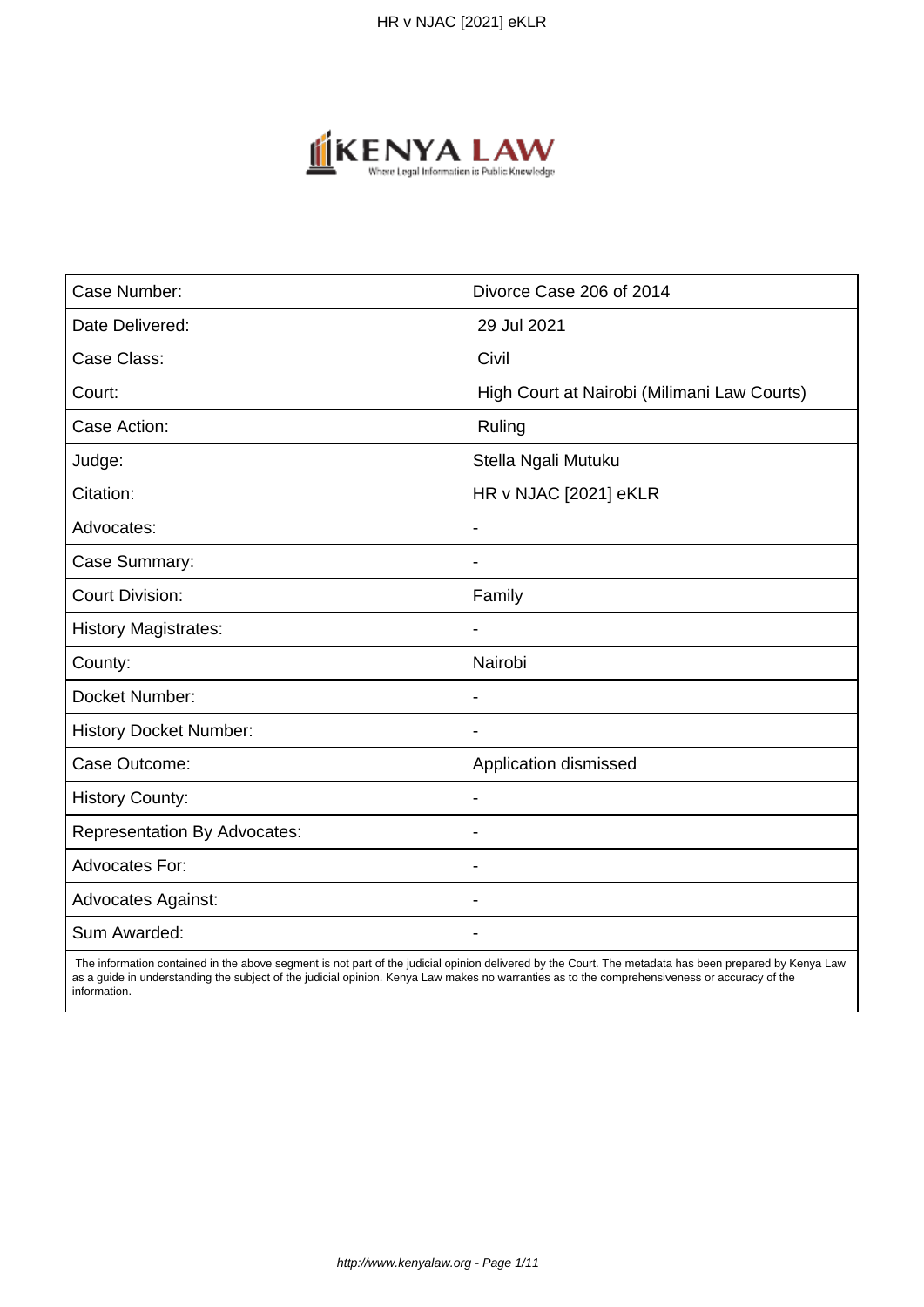| Case Number: | Divorce Case 206 of 2014 |
| --- | --- |
| Date Delivered: | 29 Jul 2021 |
| Case Class: | Civil |
| Court: | High Court at Nairobi (Milimani Law Courts) |
| Case Action: | Ruling |
| Judge: | Stella Ngali Mutuku |
| Citation: | HR v NJAC [2021] eKLR |
| Advocates: | - |
| Case Summary: | - |
| Court Division: | Family |
| History Magistrates: | - |
| County: | Nairobi |
| Docket Number: | - |
| History Docket Number: | - |
| Case Outcome: | Application dismissed |
| History County: | - |
| Representation By Advocates: | - |
| Advocates For: | - |
| Advocates Against: | - |
| Sum Awarded: | - |

The information contained in the above segment is not part of the judicial opinion delivered by the Court. The metadata has been prepared by Kenya Law as a guide in understanding the subject of the judicial opinion. Kenya Law makes no warranties as to the comprehensiveness or accuracy of the information.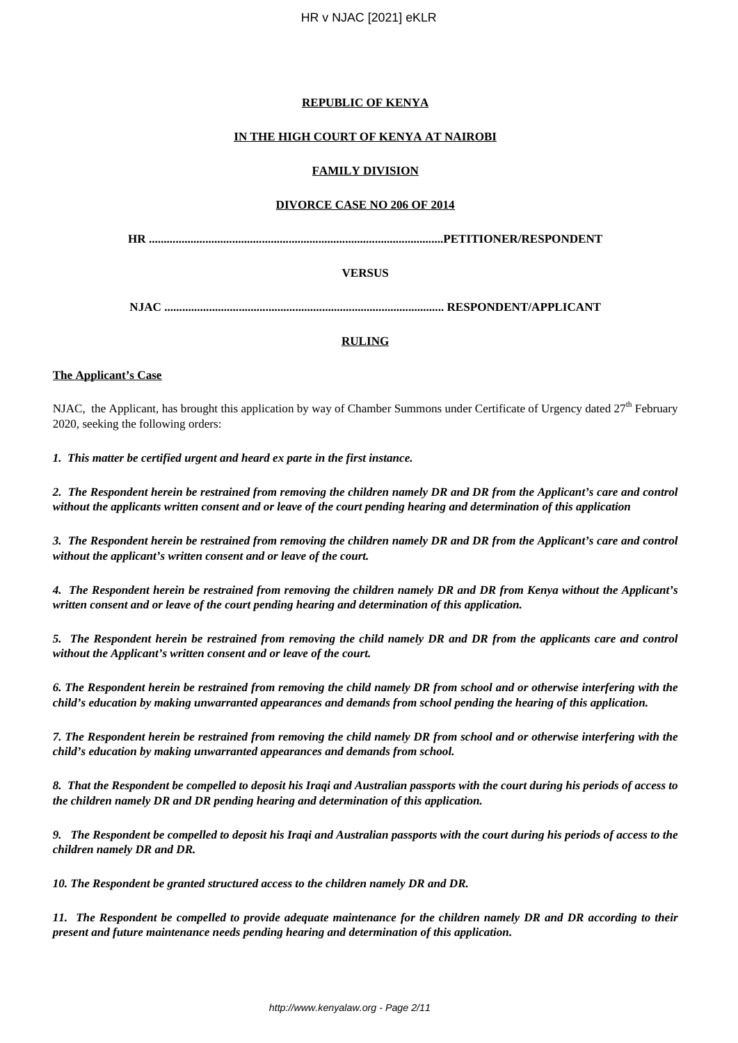**REPUBLIC OF KENYA**

**IN THE HIGH COURT OF KENYA AT NAIROBI**

**FAMILY DIVISION**

**DIVORCE CASE NO 206 OF 2014**

**HR ...................................................................................................PETITIONER/RESPONDENT**

**VERSUS**

**NJAC ............................................................................................ RESPONDENT/APPLICANT**

**RULING**

**The Applicant's Case**

NJAC, the Applicant, has brought this application by way of Chamber Summons under Certificate of Urgency dated 27th February 2020, seeking the following orders:

***1. This matter be certified urgent and heard ex parte in the first instance.***

***2. The Respondent herein be restrained from removing the children namely DR and DR from the Applicant's care and control without the applicants written consent and or leave of the court pending hearing and determination of this application***

***3. The Respondent herein be restrained from removing the children namely DR and DR from the Applicant's care and control without the applicant's written consent and or leave of the court.***

***4. The Respondent herein be restrained from removing the children namely DR and DR from Kenya without the Applicant's written consent and or leave of the court pending hearing and determination of this application.***

***5. The Respondent herein be restrained from removing the child namely DR and DR from the applicants care and control without the Applicant's written consent and or leave of the court.***

***6. The Respondent herein be restrained from removing the child namely DR from school and or otherwise interfering with the child's education by making unwarranted appearances and demands from school pending the hearing of this application.***

***7. The Respondent herein be restrained from removing the child namely DR from school and or otherwise interfering with the child's education by making unwarranted appearances and demands from school.***

***8. That the Respondent be compelled to deposit his Iraqi and Australian passports with the court during his periods of access to the children namely DR and DR pending hearing and determination of this application.***

***9. The Respondent be compelled to deposit his Iraqi and Australian passports with the court during his periods of access to the children namely DR and DR.***

***10. The Respondent be granted structured access to the children namely DR and DR.***

***11. The Respondent be compelled to provide adequate maintenance for the children namely DR and DR according to their present and future maintenance needs pending hearing and determination of this application.***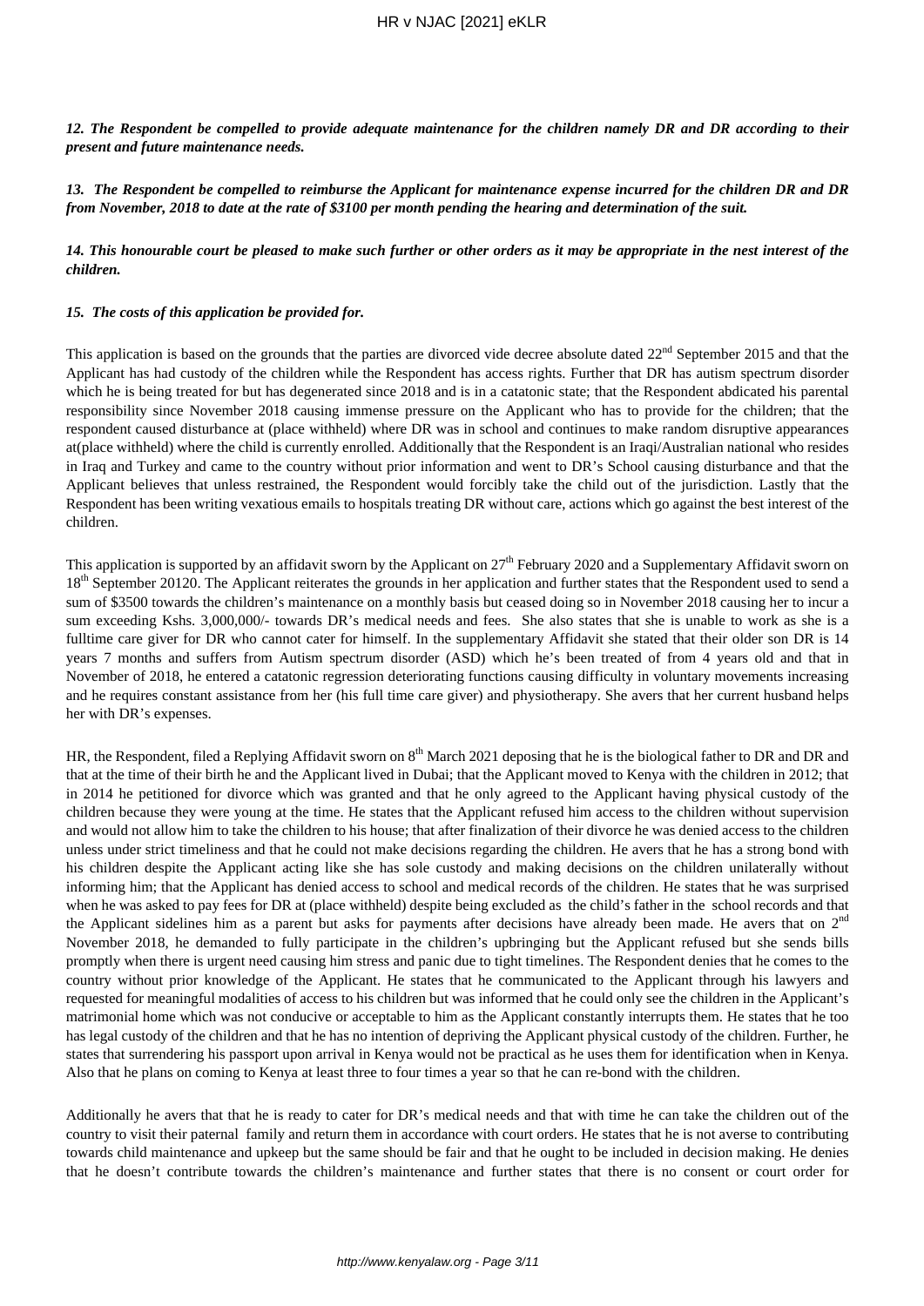***12. The Respondent be compelled to provide adequate maintenance for the children namely DR and DR according to their present and future maintenance needs.***

***13. The Respondent be compelled to reimburse the Applicant for maintenance expense incurred for the children DR and DR from November, 2018 to date at the rate of $3100 per month pending the hearing and determination of the suit.***

***14. This honourable court be pleased to make such further or other orders as it may be appropriate in the nest interest of the children.***

***15. The costs of this application be provided for.***

This application is based on the grounds that the parties are divorced vide decree absolute dated 22nd September 2015 and that the Applicant has had custody of the children while the Respondent has access rights. Further that DR has autism spectrum disorder which he is being treated for but has degenerated since 2018 and is in a catatonic state; that the Respondent abdicated his parental responsibility since November 2018 causing immense pressure on the Applicant who has to provide for the children; that the respondent caused disturbance at (place withheld) where DR was in school and continues to make random disruptive appearances at(place withheld) where the child is currently enrolled. Additionally that the Respondent is an Iraqi/Australian national who resides in Iraq and Turkey and came to the country without prior information and went to DR's School causing disturbance and that the Applicant believes that unless restrained, the Respondent would forcibly take the child out of the jurisdiction. Lastly that the Respondent has been writing vexatious emails to hospitals treating DR without care, actions which go against the best interest of the children.

This application is supported by an affidavit sworn by the Applicant on 27th February 2020 and a Supplementary Affidavit sworn on 18th September 20120. The Applicant reiterates the grounds in her application and further states that the Respondent used to send a sum of $3500 towards the children's maintenance on a monthly basis but ceased doing so in November 2018 causing her to incur a sum exceeding Kshs. 3,000,000/- towards DR's medical needs and fees. She also states that she is unable to work as she is a fulltime care giver for DR who cannot cater for himself. In the supplementary Affidavit she stated that their older son DR is 14 years 7 months and suffers from Autism spectrum disorder (ASD) which he's been treated of from 4 years old and that in November of 2018, he entered a catatonic regression deteriorating functions causing difficulty in voluntary movements increasing and he requires constant assistance from her (his full time care giver) and physiotherapy. She avers that her current husband helps her with DR's expenses.

HR, the Respondent, filed a Replying Affidavit sworn on 8th March 2021 deposing that he is the biological father to DR and DR and that at the time of their birth he and the Applicant lived in Dubai; that the Applicant moved to Kenya with the children in 2012; that in 2014 he petitioned for divorce which was granted and that he only agreed to the Applicant having physical custody of the children because they were young at the time. He states that the Applicant refused him access to the children without supervision and would not allow him to take the children to his house; that after finalization of their divorce he was denied access to the children unless under strict timeliness and that he could not make decisions regarding the children. He avers that he has a strong bond with his children despite the Applicant acting like she has sole custody and making decisions on the children unilaterally without informing him; that the Applicant has denied access to school and medical records of the children. He states that he was surprised when he was asked to pay fees for DR at (place withheld) despite being excluded as the child's father in the school records and that the Applicant sidelines him as a parent but asks for payments after decisions have already been made. He avers that on 2nd November 2018, he demanded to fully participate in the children's upbringing but the Applicant refused but she sends bills promptly when there is urgent need causing him stress and panic due to tight timelines. The Respondent denies that he comes to the country without prior knowledge of the Applicant. He states that he communicated to the Applicant through his lawyers and requested for meaningful modalities of access to his children but was informed that he could only see the children in the Applicant's matrimonial home which was not conducive or acceptable to him as the Applicant constantly interrupts them. He states that he too has legal custody of the children and that he has no intention of depriving the Applicant physical custody of the children. Further, he states that surrendering his passport upon arrival in Kenya would not be practical as he uses them for identification when in Kenya. Also that he plans on coming to Kenya at least three to four times a year so that he can re-bond with the children.

Additionally he avers that that he is ready to cater for DR's medical needs and that with time he can take the children out of the country to visit their paternal family and return them in accordance with court orders. He states that he is not averse to contributing towards child maintenance and upkeep but the same should be fair and that he ought to be included in decision making. He denies that he doesn't contribute towards the children's maintenance and further states that there is no consent or court order for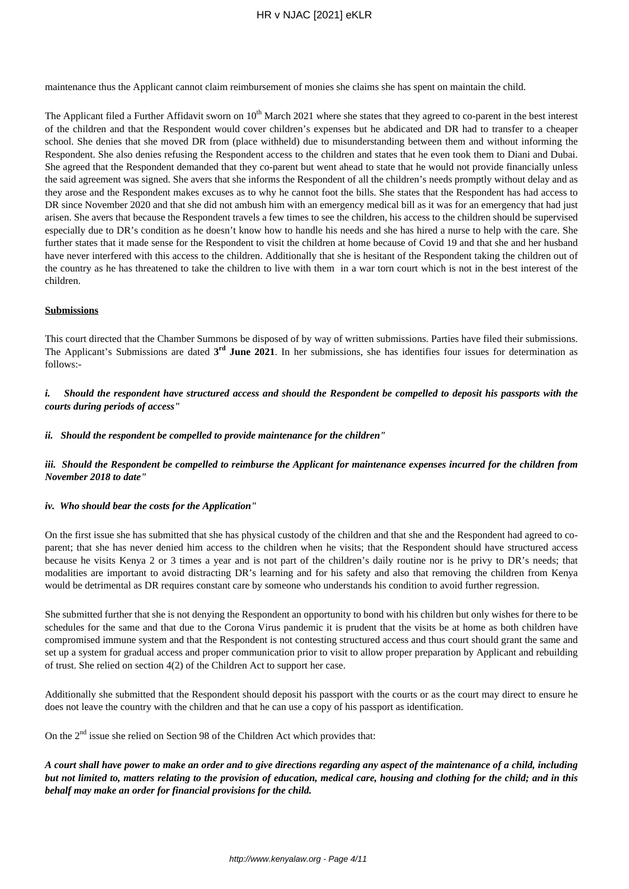maintenance thus the Applicant cannot claim reimbursement of monies she claims she has spent on maintain the child.

The Applicant filed a Further Affidavit sworn on 10th March 2021 where she states that they agreed to co-parent in the best interest of the children and that the Respondent would cover children's expenses but he abdicated and DR had to transfer to a cheaper school. She denies that she moved DR from (place withheld) due to misunderstanding between them and without informing the Respondent. She also denies refusing the Respondent access to the children and states that he even took them to Diani and Dubai. She agreed that the Respondent demanded that they co-parent but went ahead to state that he would not provide financially unless the said agreement was signed. She avers that she informs the Respondent of all the children's needs promptly without delay and as they arose and the Respondent makes excuses as to why he cannot foot the bills. She states that the Respondent has had access to DR since November 2020 and that she did not ambush him with an emergency medical bill as it was for an emergency that had just arisen. She avers that because the Respondent travels a few times to see the children, his access to the children should be supervised especially due to DR's condition as he doesn't know how to handle his needs and she has hired a nurse to help with the care. She further states that it made sense for the Respondent to visit the children at home because of Covid 19 and that she and her husband have never interfered with this access to the children. Additionally that she is hesitant of the Respondent taking the children out of the country as he has threatened to take the children to live with them in a war torn court which is not in the best interest of the children.

**Submissions**

This court directed that the Chamber Summons be disposed of by way of written submissions. Parties have filed their submissions. The Applicant's Submissions are dated **3rd June 2021**. In her submissions, she has identifies four issues for determination as follows:-

***i. Should the respondent have structured access and should the Respondent be compelled to deposit his passports with the courts during periods of access"***

***ii. Should the respondent be compelled to provide maintenance for the children"***

***iii. Should the Respondent be compelled to reimburse the Applicant for maintenance expenses incurred for the children from November 2018 to date"***

***iv. Who should bear the costs for the Application"***

On the first issue she has submitted that she has physical custody of the children and that she and the Respondent had agreed to co-parent; that she has never denied him access to the children when he visits; that the Respondent should have structured access because he visits Kenya 2 or 3 times a year and is not part of the children's daily routine nor is he privy to DR's needs; that modalities are important to avoid distracting DR's learning and for his safety and also that removing the children from Kenya would be detrimental as DR requires constant care by someone who understands his condition to avoid further regression.

She submitted further that she is not denying the Respondent an opportunity to bond with his children but only wishes for there to be schedules for the same and that due to the Corona Virus pandemic it is prudent that the visits be at home as both children have compromised immune system and that the Respondent is not contesting structured access and thus court should grant the same and set up a system for gradual access and proper communication prior to visit to allow proper preparation by Applicant and rebuilding of trust. She relied on section 4(2) of the Children Act to support her case.

Additionally she submitted that the Respondent should deposit his passport with the courts or as the court may direct to ensure he does not leave the country with the children and that he can use a copy of his passport as identification.

On the 2nd issue she relied on Section 98 of the Children Act which provides that:

***A court shall have power to make an order and to give directions regarding any aspect of the maintenance of a child, including but not limited to, matters relating to the provision of education, medical care, housing and clothing for the child; and in this behalf may make an order for financial provisions for the child.***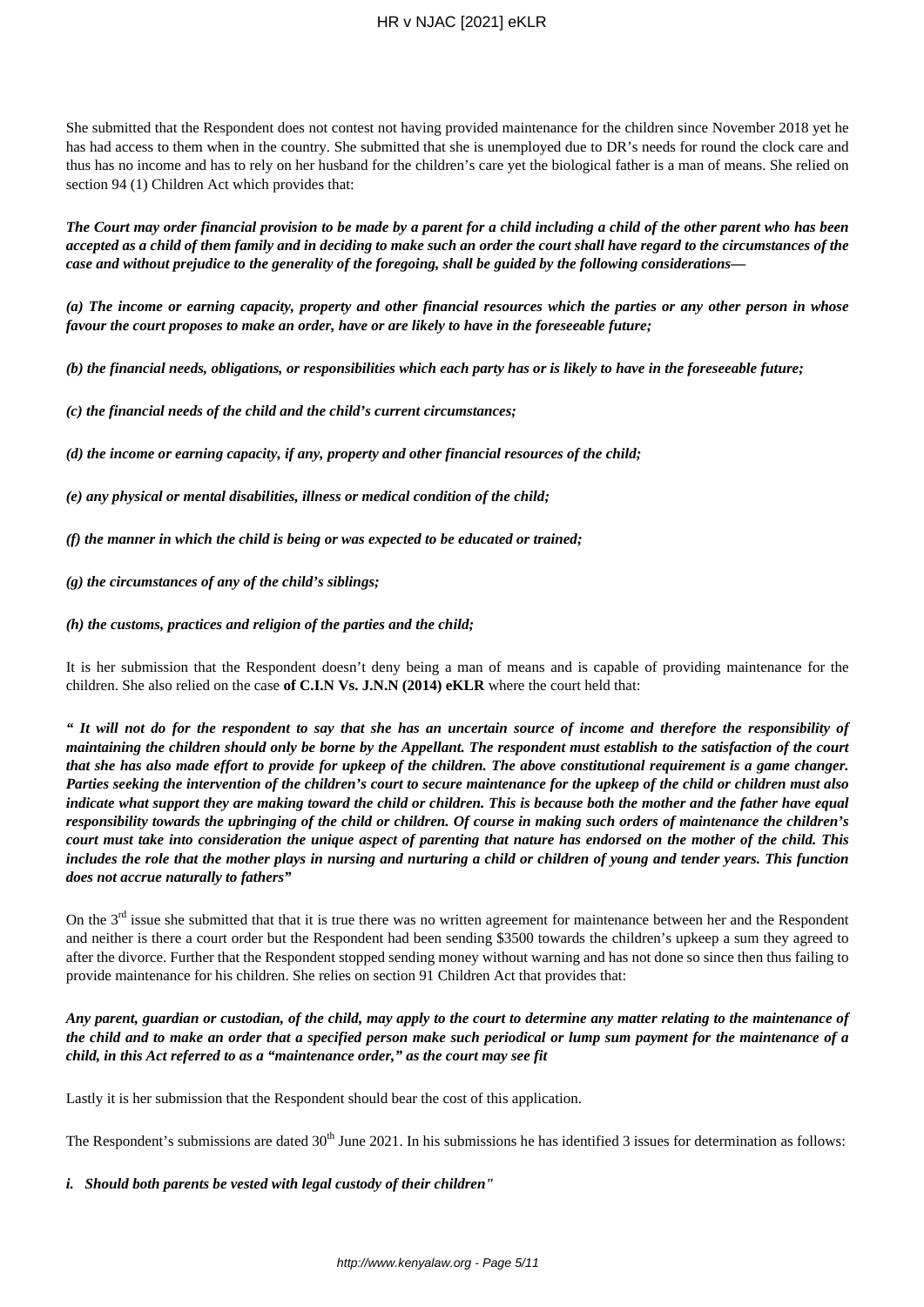She submitted that the Respondent does not contest not having provided maintenance for the children since November 2018 yet he has had access to them when in the country. She submitted that she is unemployed due to DR's needs for round the clock care and thus has no income and has to rely on her husband for the children's care yet the biological father is a man of means. She relied on section 94 (1) Children Act which provides that:

***The Court may order financial provision to be made by a parent for a child including a child of the other parent who has been accepted as a child of them family and in deciding to make such an order the court shall have regard to the circumstances of the case and without prejudice to the generality of the foregoing, shall be guided by the following considerations—***

***(a) The income or earning capacity, property and other financial resources which the parties or any other person in whose favour the court proposes to make an order, have or are likely to have in the foreseeable future;***

***(b) the financial needs, obligations, or responsibilities which each party has or is likely to have in the foreseeable future;***

***(c) the financial needs of the child and the child's current circumstances;***

***(d) the income or earning capacity, if any, property and other financial resources of the child;***

***(e) any physical or mental disabilities, illness or medical condition of the child;***

***(f) the manner in which the child is being or was expected to be educated or trained;***

***(g) the circumstances of any of the child's siblings;***

***(h) the customs, practices and religion of the parties and the child;***

It is her submission that the Respondent doesn't deny being a man of means and is capable of providing maintenance for the children. She also relied on the case **of C.I.N Vs. J.N.N (2014) eKLR** where the court held that:

***" It will not do for the respondent to say that she has an uncertain source of income and therefore the responsibility of maintaining the children should only be borne by the Appellant. The respondent must establish to the satisfaction of the court that she has also made effort to provide for upkeep of the children. The above constitutional requirement is a game changer. Parties seeking the intervention of the children's court to secure maintenance for the upkeep of the child or children must also indicate what support they are making toward the child or children. This is because both the mother and the father have equal responsibility towards the upbringing of the child or children. Of course in making such orders of maintenance the children's court must take into consideration the unique aspect of parenting that nature has endorsed on the mother of the child. This includes the role that the mother plays in nursing and nurturing a child or children of young and tender years. This function does not accrue naturally to fathers"***

On the 3rd issue she submitted that that it is true there was no written agreement for maintenance between her and the Respondent and neither is there a court order but the Respondent had been sending $3500 towards the children's upkeep a sum they agreed to after the divorce. Further that the Respondent stopped sending money without warning and has not done so since then thus failing to provide maintenance for his children. She relies on section 91 Children Act that provides that:

***Any parent, guardian or custodian, of the child, may apply to the court to determine any matter relating to the maintenance of the child and to make an order that a specified person make such periodical or lump sum payment for the maintenance of a child, in this Act referred to as a "maintenance order," as the court may see fit***

Lastly it is her submission that the Respondent should bear the cost of this application.

The Respondent's submissions are dated 30th June 2021. In his submissions he has identified 3 issues for determination as follows:

***i. Should both parents be vested with legal custody of their children"***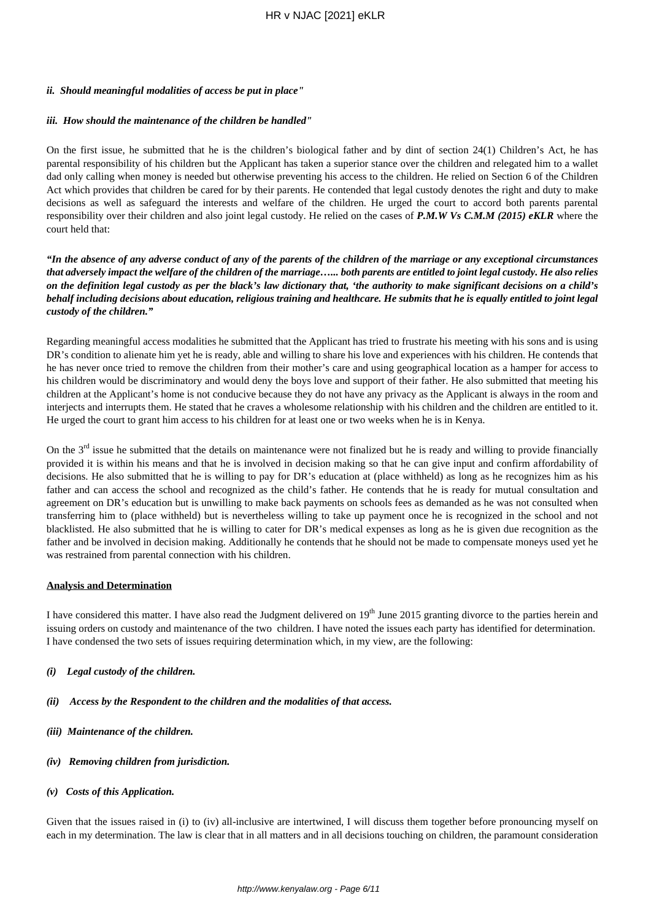***ii. Should meaningful modalities of access be put in place"***

***iii. How should the maintenance of the children be handled"***

On the first issue, he submitted that he is the children's biological father and by dint of section 24(1) Children's Act, he has parental responsibility of his children but the Applicant has taken a superior stance over the children and relegated him to a wallet dad only calling when money is needed but otherwise preventing his access to the children. He relied on Section 6 of the Children Act which provides that children be cared for by their parents. He contended that legal custody denotes the right and duty to make decisions as well as safeguard the interests and welfare of the children. He urged the court to accord both parents parental responsibility over their children and also joint legal custody. He relied on the cases of ***P.M.W Vs C.M.M (2015) eKLR*** where the court held that:

***"In the absence of any adverse conduct of any of the parents of the children of the marriage or any exceptional circumstances that adversely impact the welfare of the children of the marriage…... both parents are entitled to joint legal custody. He also relies on the definition legal custody as per the black's law dictionary that, 'the authority to make significant decisions on a child's behalf including decisions about education, religious training and healthcare. He submits that he is equally entitled to joint legal custody of the children."***

Regarding meaningful access modalities he submitted that the Applicant has tried to frustrate his meeting with his sons and is using DR's condition to alienate him yet he is ready, able and willing to share his love and experiences with his children. He contends that he has never once tried to remove the children from their mother's care and using geographical location as a hamper for access to his children would be discriminatory and would deny the boys love and support of their father. He also submitted that meeting his children at the Applicant's home is not conducive because they do not have any privacy as the Applicant is always in the room and interjects and interrupts them. He stated that he craves a wholesome relationship with his children and the children are entitled to it. He urged the court to grant him access to his children for at least one or two weeks when he is in Kenya.

On the 3rd issue he submitted that the details on maintenance were not finalized but he is ready and willing to provide financially provided it is within his means and that he is involved in decision making so that he can give input and confirm affordability of decisions. He also submitted that he is willing to pay for DR's education at (place withheld) as long as he recognizes him as his father and can access the school and recognized as the child's father. He contends that he is ready for mutual consultation and agreement on DR's education but is unwilling to make back payments on schools fees as demanded as he was not consulted when transferring him to (place withheld) but is nevertheless willing to take up payment once he is recognized in the school and not blacklisted. He also submitted that he is willing to cater for DR's medical expenses as long as he is given due recognition as the father and be involved in decision making. Additionally he contends that he should not be made to compensate moneys used yet he was restrained from parental connection with his children.

**Analysis and Determination**

I have considered this matter. I have also read the Judgment delivered on 19th June 2015 granting divorce to the parties herein and issuing orders on custody and maintenance of the two children. I have noted the issues each party has identified for determination. I have condensed the two sets of issues requiring determination which, in my view, are the following:

***(i) Legal custody of the children.***

***(ii) Access by the Respondent to the children and the modalities of that access.***

***(iii) Maintenance of the children.***

***(iv) Removing children from jurisdiction.***

***(v) Costs of this Application.***

Given that the issues raised in (i) to (iv) all-inclusive are intertwined, I will discuss them together before pronouncing myself on each in my determination. The law is clear that in all matters and in all decisions touching on children, the paramount consideration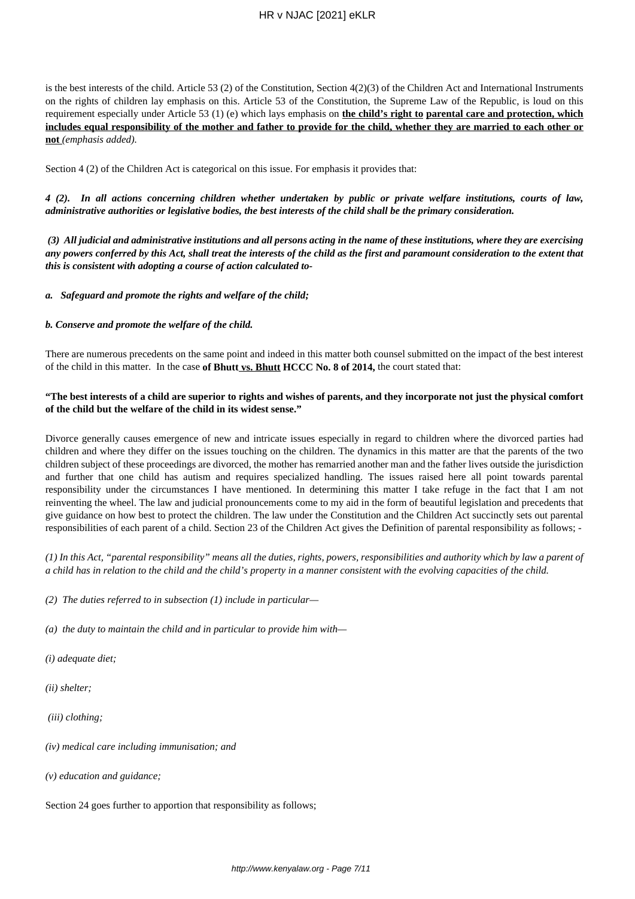is the best interests of the child. Article 53 (2) of the Constitution, Section 4(2)(3) of the Children Act and International Instruments on the rights of children lay emphasis on this. Article 53 of the Constitution, the Supreme Law of the Republic, is loud on this requirement especially under Article 53 (1) (e) which lays emphasis on **the child's right to parental care and protection, which includes equal responsibility of the mother and father to provide for the child, whether they are married to each other or not** *(emphasis added).*

Section 4 (2) of the Children Act is categorical on this issue. For emphasis it provides that:

***4 (2). In all actions concerning children whether undertaken by public or private welfare institutions, courts of law, administrative authorities or legislative bodies, the best interests of the child shall be the primary consideration.***

***(3) All judicial and administrative institutions and all persons acting in the name of these institutions, where they are exercising any powers conferred by this Act, shall treat the interests of the child as the first and paramount consideration to the extent that this is consistent with adopting a course of action calculated to-***

***a. Safeguard and promote the rights and welfare of the child;***

***b. Conserve and promote the welfare of the child.***

There are numerous precedents on the same point and indeed in this matter both counsel submitted on the impact of the best interest of the child in this matter. In the case **of Bhutt vs. Bhutt HCCC No. 8 of 2014,** the court stated that:

**"The best interests of a child are superior to rights and wishes of parents, and they incorporate not just the physical comfort of the child but the welfare of the child in its widest sense."**

Divorce generally causes emergence of new and intricate issues especially in regard to children where the divorced parties had children and where they differ on the issues touching on the children. The dynamics in this matter are that the parents of the two children subject of these proceedings are divorced, the mother has remarried another man and the father lives outside the jurisdiction and further that one child has autism and requires specialized handling. The issues raised here all point towards parental responsibility under the circumstances I have mentioned. In determining this matter I take refuge in the fact that I am not reinventing the wheel. The law and judicial pronouncements come to my aid in the form of beautiful legislation and precedents that give guidance on how best to protect the children. The law under the Constitution and the Children Act succinctly sets out parental responsibilities of each parent of a child. Section 23 of the Children Act gives the Definition of parental responsibility as follows; -

*(1) In this Act, "parental responsibility" means all the duties, rights, powers, responsibilities and authority which by law a parent of a child has in relation to the child and the child's property in a manner consistent with the evolving capacities of the child.*

*(2) The duties referred to in subsection (1) include in particular—*

*(a) the duty to maintain the child and in particular to provide him with—*

*(i) adequate diet;*

*(ii) shelter;*

*(iii) clothing;*

*(iv) medical care including immunisation; and*

*(v) education and guidance;*

Section 24 goes further to apportion that responsibility as follows;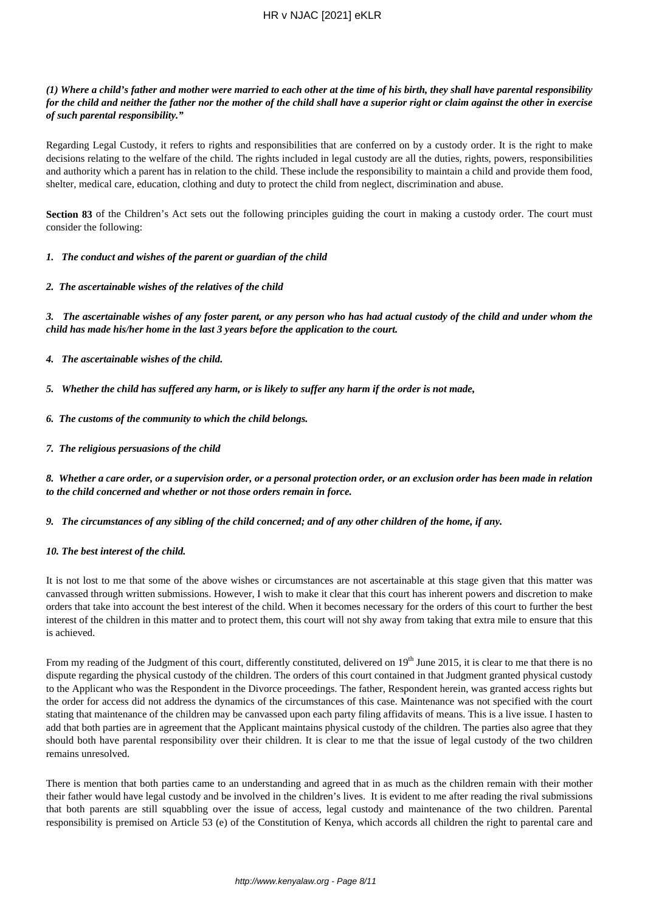***(1) Where a child's father and mother were married to each other at the time of his birth, they shall have parental responsibility for the child and neither the father nor the mother of the child shall have a superior right or claim against the other in exercise of such parental responsibility."***

Regarding Legal Custody, it refers to rights and responsibilities that are conferred on by a custody order. It is the right to make decisions relating to the welfare of the child. The rights included in legal custody are all the duties, rights, powers, responsibilities and authority which a parent has in relation to the child. These include the responsibility to maintain a child and provide them food, shelter, medical care, education, clothing and duty to protect the child from neglect, discrimination and abuse.

**Section 83** of the Children's Act sets out the following principles guiding the court in making a custody order. The court must consider the following:

***1. The conduct and wishes of the parent or guardian of the child***

***2. The ascertainable wishes of the relatives of the child***

***3. The ascertainable wishes of any foster parent, or any person who has had actual custody of the child and under whom the child has made his/her home in the last 3 years before the application to the court.***

***4. The ascertainable wishes of the child.***

***5. Whether the child has suffered any harm, or is likely to suffer any harm if the order is not made,***

***6. The customs of the community to which the child belongs.***

***7. The religious persuasions of the child***

***8. Whether a care order, or a supervision order, or a personal protection order, or an exclusion order has been made in relation to the child concerned and whether or not those orders remain in force.***

***9. The circumstances of any sibling of the child concerned; and of any other children of the home, if any.***

***10. The best interest of the child.***

It is not lost to me that some of the above wishes or circumstances are not ascertainable at this stage given that this matter was canvassed through written submissions. However, I wish to make it clear that this court has inherent powers and discretion to make orders that take into account the best interest of the child. When it becomes necessary for the orders of this court to further the best interest of the children in this matter and to protect them, this court will not shy away from taking that extra mile to ensure that this is achieved.

From my reading of the Judgment of this court, differently constituted, delivered on 19th June 2015, it is clear to me that there is no dispute regarding the physical custody of the children. The orders of this court contained in that Judgment granted physical custody to the Applicant who was the Respondent in the Divorce proceedings. The father, Respondent herein, was granted access rights but the order for access did not address the dynamics of the circumstances of this case. Maintenance was not specified with the court stating that maintenance of the children may be canvassed upon each party filing affidavits of means. This is a live issue. I hasten to add that both parties are in agreement that the Applicant maintains physical custody of the children. The parties also agree that they should both have parental responsibility over their children. It is clear to me that the issue of legal custody of the two children remains unresolved.

There is mention that both parties came to an understanding and agreed that in as much as the children remain with their mother their father would have legal custody and be involved in the children's lives. It is evident to me after reading the rival submissions that both parents are still squabbling over the issue of access, legal custody and maintenance of the two children. Parental responsibility is premised on Article 53 (e) of the Constitution of Kenya, which accords all children the right to parental care and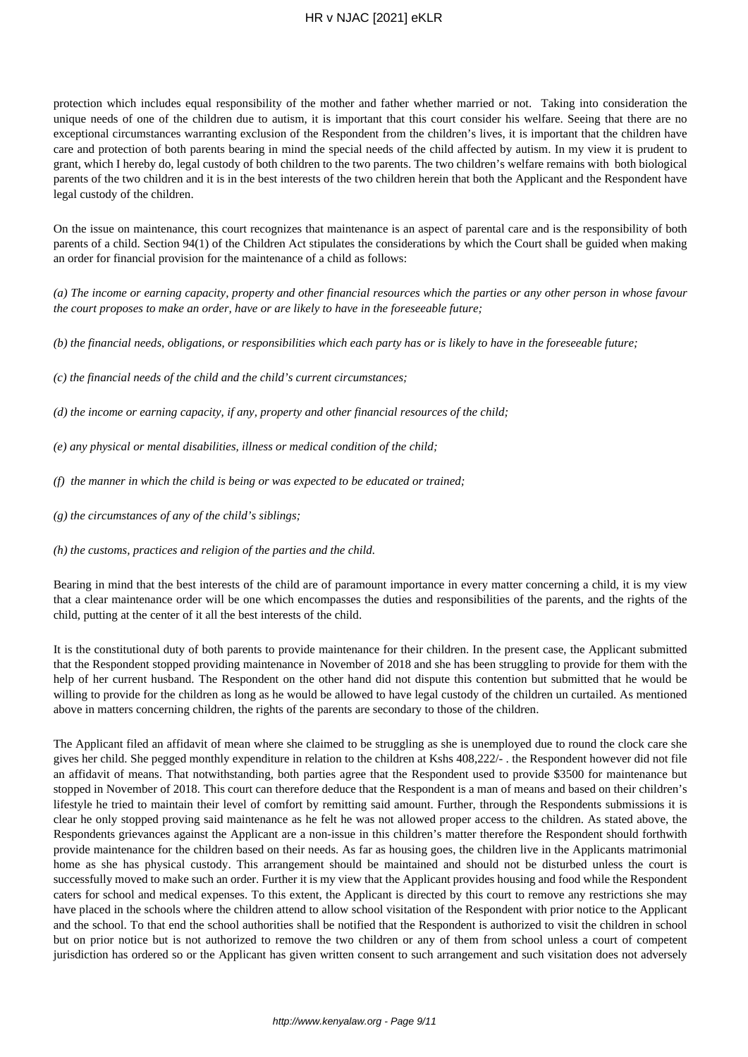protection which includes equal responsibility of the mother and father whether married or not. Taking into consideration the unique needs of one of the children due to autism, it is important that this court consider his welfare. Seeing that there are no exceptional circumstances warranting exclusion of the Respondent from the children's lives, it is important that the children have care and protection of both parents bearing in mind the special needs of the child affected by autism. In my view it is prudent to grant, which I hereby do, legal custody of both children to the two parents. The two children's welfare remains with both biological parents of the two children and it is in the best interests of the two children herein that both the Applicant and the Respondent have legal custody of the children.

On the issue on maintenance, this court recognizes that maintenance is an aspect of parental care and is the responsibility of both parents of a child. Section 94(1) of the Children Act stipulates the considerations by which the Court shall be guided when making an order for financial provision for the maintenance of a child as follows:

*(a) The income or earning capacity, property and other financial resources which the parties or any other person in whose favour the court proposes to make an order, have or are likely to have in the foreseeable future;*

*(b) the financial needs, obligations, or responsibilities which each party has or is likely to have in the foreseeable future;*

*(c) the financial needs of the child and the child's current circumstances;*

*(d) the income or earning capacity, if any, property and other financial resources of the child;*

*(e) any physical or mental disabilities, illness or medical condition of the child;*

*(f) the manner in which the child is being or was expected to be educated or trained;*

*(g) the circumstances of any of the child's siblings;*

*(h) the customs, practices and religion of the parties and the child.*

Bearing in mind that the best interests of the child are of paramount importance in every matter concerning a child, it is my view that a clear maintenance order will be one which encompasses the duties and responsibilities of the parents, and the rights of the child, putting at the center of it all the best interests of the child.

It is the constitutional duty of both parents to provide maintenance for their children. In the present case, the Applicant submitted that the Respondent stopped providing maintenance in November of 2018 and she has been struggling to provide for them with the help of her current husband. The Respondent on the other hand did not dispute this contention but submitted that he would be willing to provide for the children as long as he would be allowed to have legal custody of the children un curtailed. As mentioned above in matters concerning children, the rights of the parents are secondary to those of the children.

The Applicant filed an affidavit of mean where she claimed to be struggling as she is unemployed due to round the clock care she gives her child. She pegged monthly expenditure in relation to the children at Kshs 408,222/- . the Respondent however did not file an affidavit of means. That notwithstanding, both parties agree that the Respondent used to provide $3500 for maintenance but stopped in November of 2018. This court can therefore deduce that the Respondent is a man of means and based on their children's lifestyle he tried to maintain their level of comfort by remitting said amount. Further, through the Respondents submissions it is clear he only stopped proving said maintenance as he felt he was not allowed proper access to the children. As stated above, the Respondents grievances against the Applicant are a non-issue in this children's matter therefore the Respondent should forthwith provide maintenance for the children based on their needs. As far as housing goes, the children live in the Applicants matrimonial home as she has physical custody. This arrangement should be maintained and should not be disturbed unless the court is successfully moved to make such an order. Further it is my view that the Applicant provides housing and food while the Respondent caters for school and medical expenses. To this extent, the Applicant is directed by this court to remove any restrictions she may have placed in the schools where the children attend to allow school visitation of the Respondent with prior notice to the Applicant and the school. To that end the school authorities shall be notified that the Respondent is authorized to visit the children in school but on prior notice but is not authorized to remove the two children or any of them from school unless a court of competent jurisdiction has ordered so or the Applicant has given written consent to such arrangement and such visitation does not adversely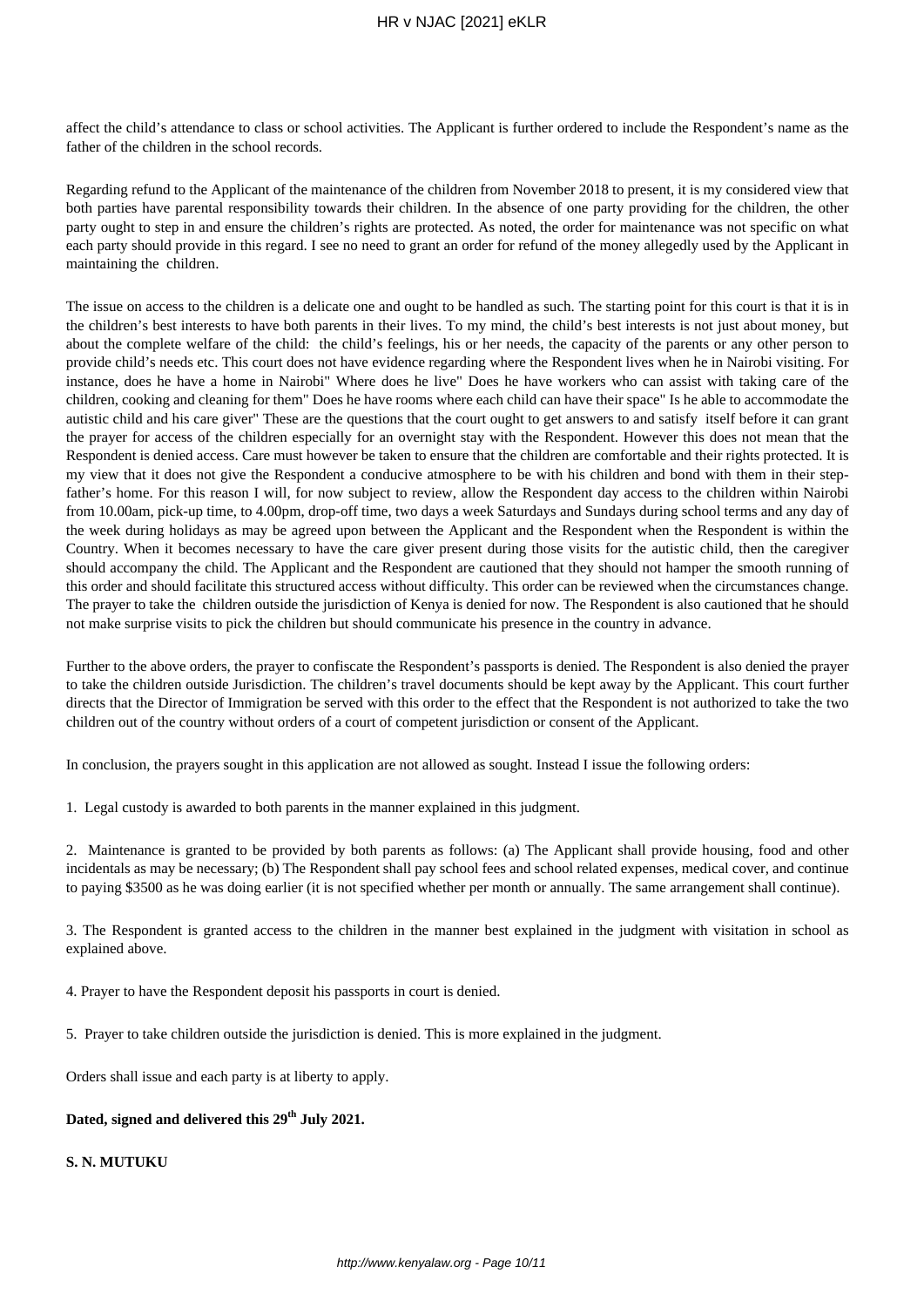affect the child's attendance to class or school activities. The Applicant is further ordered to include the Respondent's name as the father of the children in the school records.

Regarding refund to the Applicant of the maintenance of the children from November 2018 to present, it is my considered view that both parties have parental responsibility towards their children. In the absence of one party providing for the children, the other party ought to step in and ensure the children's rights are protected. As noted, the order for maintenance was not specific on what each party should provide in this regard. I see no need to grant an order for refund of the money allegedly used by the Applicant in maintaining the children.

The issue on access to the children is a delicate one and ought to be handled as such. The starting point for this court is that it is in the children's best interests to have both parents in their lives. To my mind, the child's best interests is not just about money, but about the complete welfare of the child: the child's feelings, his or her needs, the capacity of the parents or any other person to provide child's needs etc. This court does not have evidence regarding where the Respondent lives when he in Nairobi visiting. For instance, does he have a home in Nairobi" Where does he live" Does he have workers who can assist with taking care of the children, cooking and cleaning for them" Does he have rooms where each child can have their space" Is he able to accommodate the autistic child and his care giver" These are the questions that the court ought to get answers to and satisfy itself before it can grant the prayer for access of the children especially for an overnight stay with the Respondent. However this does not mean that the Respondent is denied access. Care must however be taken to ensure that the children are comfortable and their rights protected. It is my view that it does not give the Respondent a conducive atmosphere to be with his children and bond with them in their step-father's home. For this reason I will, for now subject to review, allow the Respondent day access to the children within Nairobi from 10.00am, pick-up time, to 4.00pm, drop-off time, two days a week Saturdays and Sundays during school terms and any day of the week during holidays as may be agreed upon between the Applicant and the Respondent when the Respondent is within the Country. When it becomes necessary to have the care giver present during those visits for the autistic child, then the caregiver should accompany the child. The Applicant and the Respondent are cautioned that they should not hamper the smooth running of this order and should facilitate this structured access without difficulty. This order can be reviewed when the circumstances change. The prayer to take the children outside the jurisdiction of Kenya is denied for now. The Respondent is also cautioned that he should not make surprise visits to pick the children but should communicate his presence in the country in advance.

Further to the above orders, the prayer to confiscate the Respondent's passports is denied. The Respondent is also denied the prayer to take the children outside Jurisdiction. The children's travel documents should be kept away by the Applicant. This court further directs that the Director of Immigration be served with this order to the effect that the Respondent is not authorized to take the two children out of the country without orders of a court of competent jurisdiction or consent of the Applicant.

In conclusion, the prayers sought in this application are not allowed as sought. Instead I issue the following orders:

1. Legal custody is awarded to both parents in the manner explained in this judgment.

2. Maintenance is granted to be provided by both parents as follows: (a) The Applicant shall provide housing, food and other incidentals as may be necessary; (b) The Respondent shall pay school fees and school related expenses, medical cover, and continue to paying $3500 as he was doing earlier (it is not specified whether per month or annually. The same arrangement shall continue).

3. The Respondent is granted access to the children in the manner best explained in the judgment with visitation in school as explained above.

4. Prayer to have the Respondent deposit his passports in court is denied.

5. Prayer to take children outside the jurisdiction is denied. This is more explained in the judgment.

Orders shall issue and each party is at liberty to apply.

**Dated, signed and delivered this 29th July 2021.**

**S. N. MUTUKU**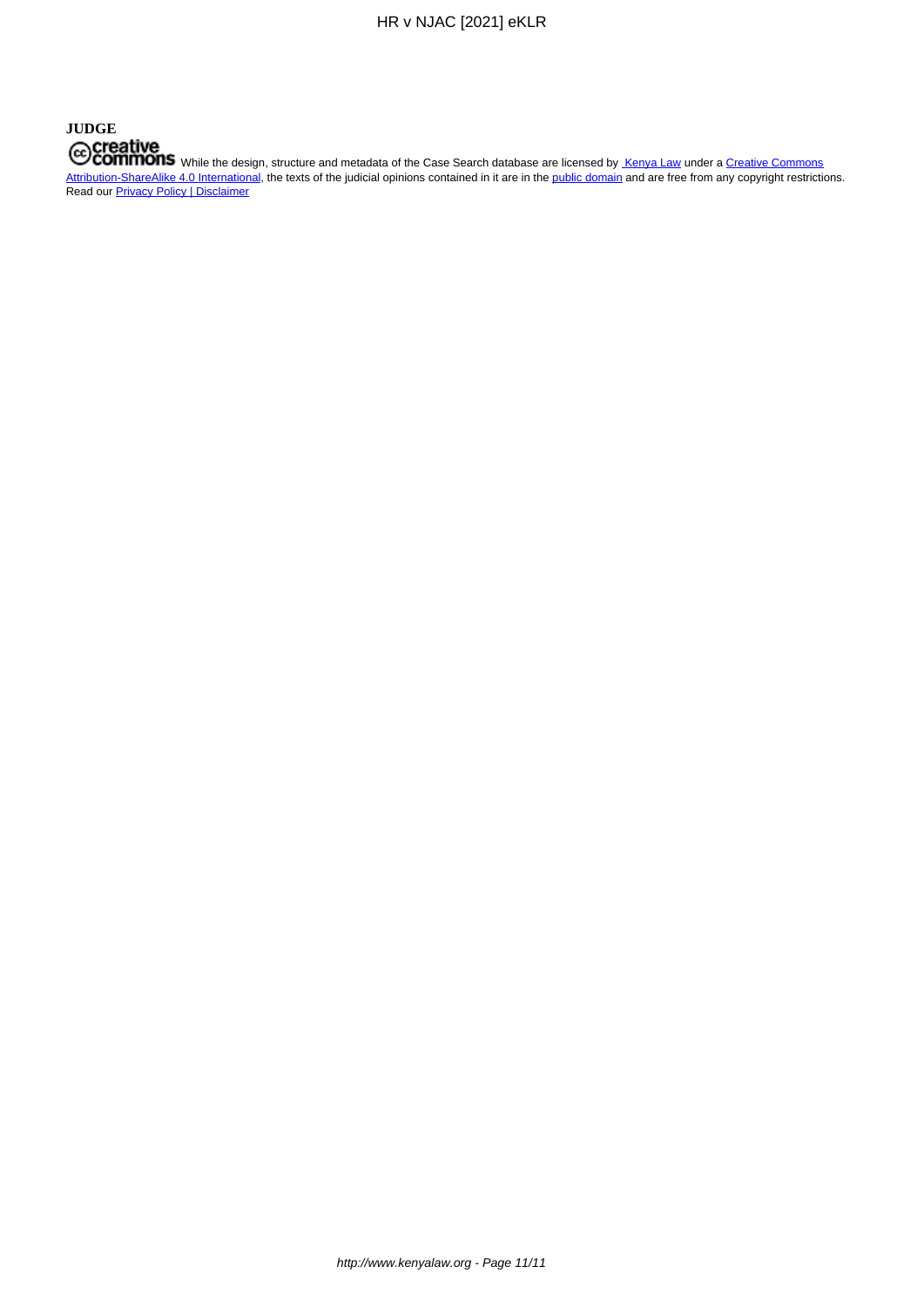**JUDGE**

creative commons While the design, structure and metadata of the Case Search database are licensed by Kenya Law under a Creative Commons Attribution-ShareAlike 4.0 International, the texts of the judicial opinions contained in it are in the public domain and are free from any copyright restrictions.
Read our Privacy Policy | Disclaimer